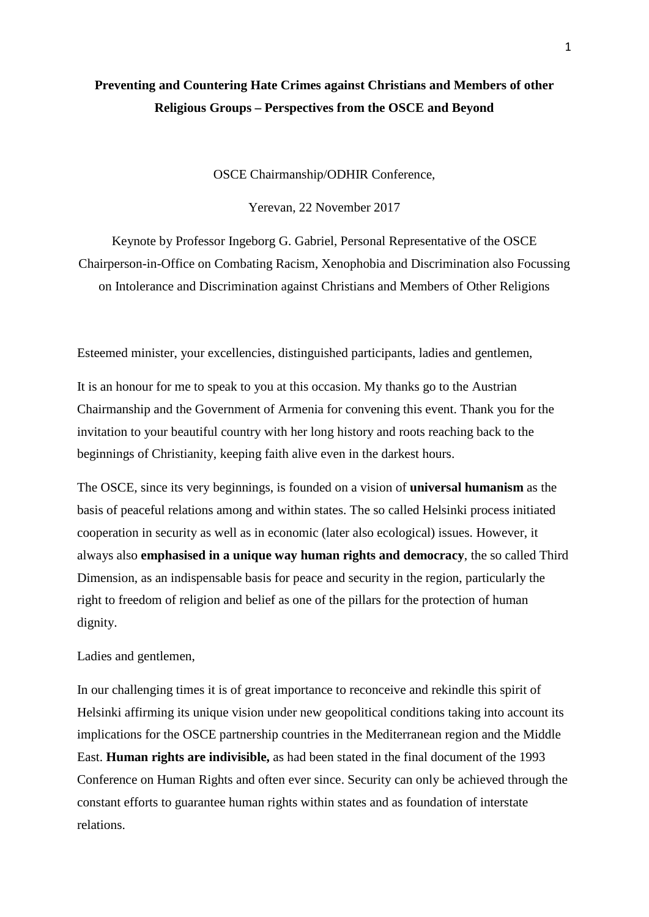# Preventing and Countering Hate Crimes against Christians and Members of other Religious Groups – Perspectives from the OSCE and Beyond

OSCE Chairmanship/ODHIR Conference,

Yerevan, 22 November 2017

Keynote by Professor Ingeborg G. Gabriel, Personal Representative of the OSCE Chairperson-in-Office on Combating Racism, Xenophobia and Discrimination also Focussing on Intolerance and Discrimination against Christians and Members of Other Religions

Esteemed minister, your excellencies, distinguished participants, ladies and gentlemen,

It is an honour for me to speak to you at this occasion. My thanks go to the Austrian Chairmanship and the Government of Armenia for convening this event. Thank you for the invitation to your beautiful country with her long history and roots reaching back to the beginnings of Christianity, keeping faith alive even in the darkest hours.

The OSCE, since its very beginnings, is founded on a vision of **universal humanism** as the basis of peaceful relations among and within states. The so called Helsinki process initiated cooperation in security as well as in economic (later also ecological) issues. However, it always also **emphasised in a unique way human rights and democracy**, the so called Third Dimension, as an indispensable basis for peace and security in the region, particularly the right to freedom of religion and belief as one of the pillars for the protection of human dignity.

Ladies and gentlemen,

In our challenging times it is of great importance to reconceive and rekindle this spirit of Helsinki affirming its unique vision under new geopolitical conditions taking into account its implications for the OSCE partnership countries in the Mediterranean region and the Middle East. **Human rights are indivisible,** as had been stated in the final document of the 1993 Conference on Human Rights and often ever since. Security can only be achieved through the constant efforts to guarantee human rights within states and as foundation of interstate relations.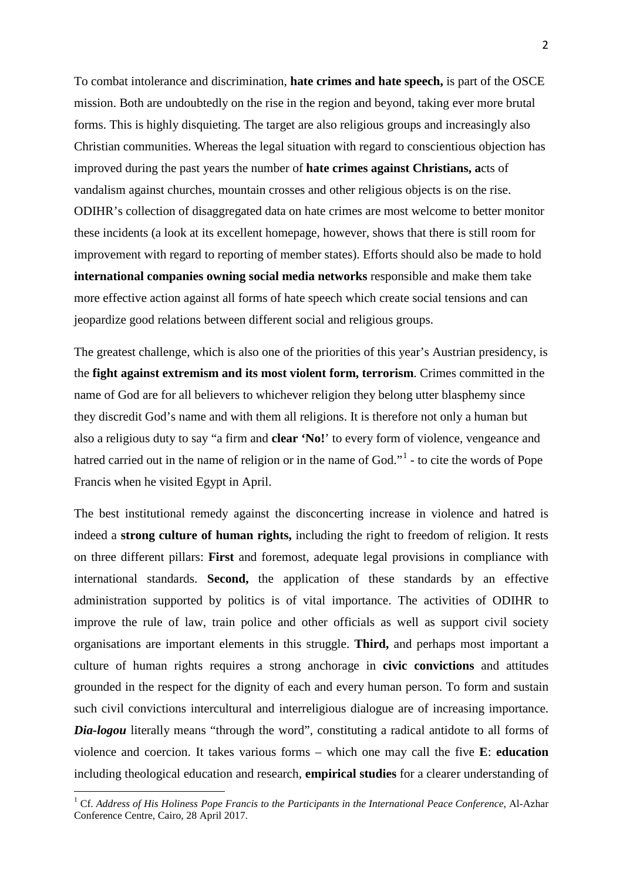To combat intolerance and discrimination, **hate crimes and hate speech,** is part of the OSCE mission. Both are undoubtedly on the rise in the region and beyond, taking ever more brutal forms. This is highly disquieting. The target are also religious groups and increasingly also Christian communities. Whereas the legal situation with regard to conscientious objection has improved during the past years the number of **hate crimes against Christians, a**cts of vandalism against churches, mountain crosses and other religious objects is on the rise. ODIHR's collection of disaggregated data on hate crimes are most welcome to better monitor these incidents (a look at its excellent homepage, however, shows that there is still room for improvement with regard to reporting of member states). Efforts should also be made to hold **international companies owning social media networks** responsible and make them take more effective action against all forms of hate speech which create social tensions and can jeopardize good relations between different social and religious groups.

The greatest challenge, which is also one of the priorities of this year's Austrian presidency, is the **fight against extremism and its most violent form, terrorism**. Crimes committed in the name of God are for all believers to whichever religion they belong utter blasphemy since they discredit God's name and with them all religions. It is therefore not only a human but also a religious duty to say "a firm and **clear 'No!**' to every form of violence, vengeance and hatred carried out in the name of religion or in the name of God."[1] - to cite the words of Pope Francis when he visited Egypt in April.

The best institutional remedy against the disconcerting increase in violence and hatred is indeed a **strong culture of human rights,** including the right to freedom of religion. It rests on three different pillars: **First** and foremost, adequate legal provisions in compliance with international standards. **Second,** the application of these standards by an effective administration supported by politics is of vital importance. The activities of ODIHR to improve the rule of law, train police and other officials as well as support civil society organisations are important elements in this struggle. **Third,** and perhaps most important a culture of human rights requires a strong anchorage in **civic convictions** and attitudes grounded in the respect for the dignity of each and every human person. To form and sustain such civil convictions intercultural and interreligious dialogue are of increasing importance. ***Dia-logou*** literally means "through the word", constituting a radical antidote to all forms of violence and coercion. It takes various forms – which one may call the five **E**: **education** including theological education and research, **empirical studies** for a clearer understanding of

[1] Cf. *Address of His Holiness Pope Francis to the Participants in the International Peace Conference,* Al-Azhar Conference Centre, Cairo, 28 April 2017.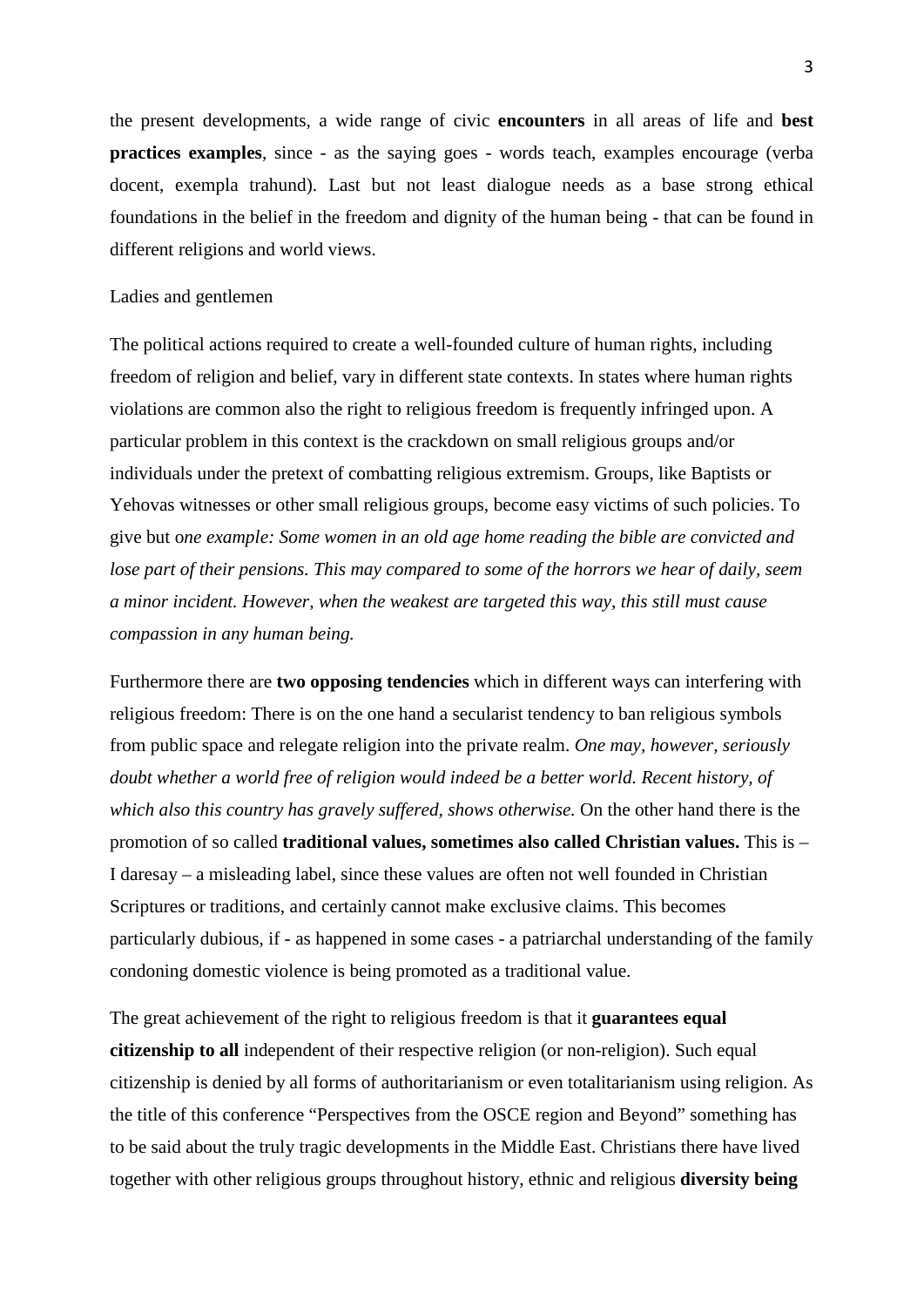the present developments, a wide range of civic **encounters** in all areas of life and **best practices examples**, since - as the saying goes - words teach, examples encourage (verba docent, exempla trahund). Last but not least dialogue needs as a base strong ethical foundations in the belief in the freedom and dignity of the human being - that can be found in different religions and world views.

Ladies and gentlemen

The political actions required to create a well-founded culture of human rights, including freedom of religion and belief, vary in different state contexts. In states where human rights violations are common also the right to religious freedom is frequently infringed upon. A particular problem in this context is the crackdown on small religious groups and/or individuals under the pretext of combatting religious extremism. Groups, like Baptists or Yehovas witnesses or other small religious groups, become easy victims of such policies. To give but o*ne example: Some women in an old age home reading the bible are convicted and lose part of their pensions. This may compared to some of the horrors we hear of daily, seem a minor incident. However, when the weakest are targeted this way, this still must cause compassion in any human being.*

Furthermore there are **two opposing tendencies** which in different ways can interfering with religious freedom: There is on the one hand a secularist tendency to ban religious symbols from public space and relegate religion into the private realm. *One may, however, seriously doubt whether a world free of religion would indeed be a better world. Recent history, of which also this country has gravely suffered, shows otherwise.* On the other hand there is the promotion of so called **traditional values, sometimes also called Christian values.** This is – I daresay – a misleading label, since these values are often not well founded in Christian Scriptures or traditions, and certainly cannot make exclusive claims. This becomes particularly dubious, if - as happened in some cases - a patriarchal understanding of the family condoning domestic violence is being promoted as a traditional value.

The great achievement of the right to religious freedom is that it **guarantees equal citizenship to all** independent of their respective religion (or non-religion). Such equal citizenship is denied by all forms of authoritarianism or even totalitarianism using religion. As the title of this conference "Perspectives from the OSCE region and Beyond" something has to be said about the truly tragic developments in the Middle East. Christians there have lived together with other religious groups throughout history, ethnic and religious **diversity being**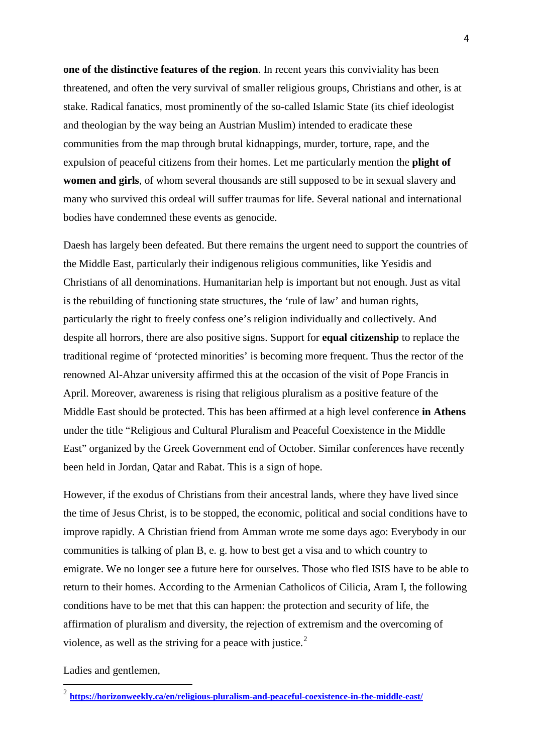**one of the distinctive features of the region**. In recent years this conviviality has been threatened, and often the very survival of smaller religious groups, Christians and other, is at stake. Radical fanatics, most prominently of the so-called Islamic State (its chief ideologist and theologian by the way being an Austrian Muslim) intended to eradicate these communities from the map through brutal kidnappings, murder, torture, rape, and the expulsion of peaceful citizens from their homes. Let me particularly mention the **plight of women and girls**, of whom several thousands are still supposed to be in sexual slavery and many who survived this ordeal will suffer traumas for life. Several national and international bodies have condemned these events as genocide.

Daesh has largely been defeated. But there remains the urgent need to support the countries of the Middle East, particularly their indigenous religious communities, like Yesidis and Christians of all denominations. Humanitarian help is important but not enough. Just as vital is the rebuilding of functioning state structures, the 'rule of law' and human rights, particularly the right to freely confess one's religion individually and collectively. And despite all horrors, there are also positive signs. Support for **equal citizenship** to replace the traditional regime of 'protected minorities' is becoming more frequent. Thus the rector of the renowned Al-Ahzar university affirmed this at the occasion of the visit of Pope Francis in April. Moreover, awareness is rising that religious pluralism as a positive feature of the Middle East should be protected. This has been affirmed at a high level conference **in Athens** under the title "Religious and Cultural Pluralism and Peaceful Coexistence in the Middle East" organized by the Greek Government end of October. Similar conferences have recently been held in Jordan, Qatar and Rabat. This is a sign of hope.

However, if the exodus of Christians from their ancestral lands, where they have lived since the time of Jesus Christ, is to be stopped, the economic, political and social conditions have to improve rapidly. A Christian friend from Amman wrote me some days ago: Everybody in our communities is talking of plan B, e. g. how to best get a visa and to which country to emigrate. We no longer see a future here for ourselves. Those who fled ISIS have to be able to return to their homes. According to the Armenian Catholicos of Cilicia, Aram I, the following conditions have to be met that this can happen: the protection and security of life, the affirmation of pluralism and diversity, the rejection of extremism and the overcoming of violence, as well as the striving for a peace with justice.[2]

Ladies and gentlemen,

---

[2] **https://horizonweekly.ca/en/religious-pluralism-and-peaceful-coexistence-in-the-middle-east/**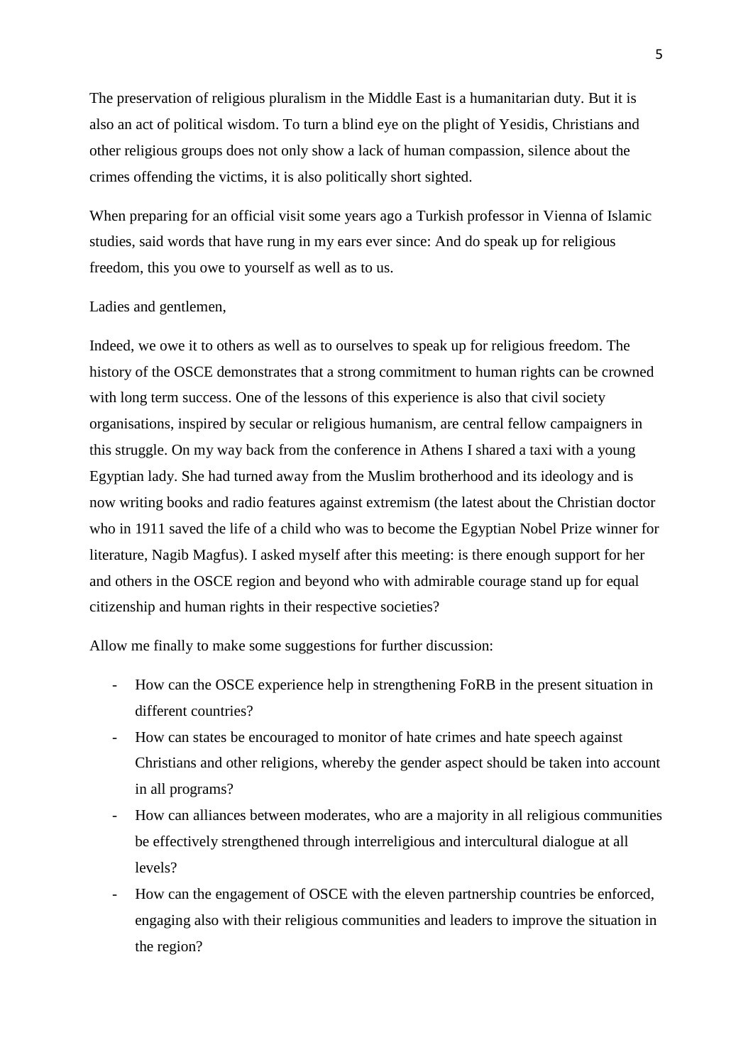The preservation of religious pluralism in the Middle East is a humanitarian duty. But it is also an act of political wisdom. To turn a blind eye on the plight of Yesidis, Christians and other religious groups does not only show a lack of human compassion, silence about the crimes offending the victims, it is also politically short sighted.

When preparing for an official visit some years ago a Turkish professor in Vienna of Islamic studies, said words that have rung in my ears ever since: And do speak up for religious freedom, this you owe to yourself as well as to us.

Ladies and gentlemen,

Indeed, we owe it to others as well as to ourselves to speak up for religious freedom. The history of the OSCE demonstrates that a strong commitment to human rights can be crowned with long term success. One of the lessons of this experience is also that civil society organisations, inspired by secular or religious humanism, are central fellow campaigners in this struggle. On my way back from the conference in Athens I shared a taxi with a young Egyptian lady. She had turned away from the Muslim brotherhood and its ideology and is now writing books and radio features against extremism (the latest about the Christian doctor who in 1911 saved the life of a child who was to become the Egyptian Nobel Prize winner for literature, Nagib Magfus). I asked myself after this meeting: is there enough support for her and others in the OSCE region and beyond who with admirable courage stand up for equal citizenship and human rights in their respective societies?

Allow me finally to make some suggestions for further discussion:

- How can the OSCE experience help in strengthening FoRB in the present situation in different countries?
- How can states be encouraged to monitor of hate crimes and hate speech against Christians and other religions, whereby the gender aspect should be taken into account in all programs?
- How can alliances between moderates, who are a majority in all religious communities be effectively strengthened through interreligious and intercultural dialogue at all levels?
- How can the engagement of OSCE with the eleven partnership countries be enforced, engaging also with their religious communities and leaders to improve the situation in the region?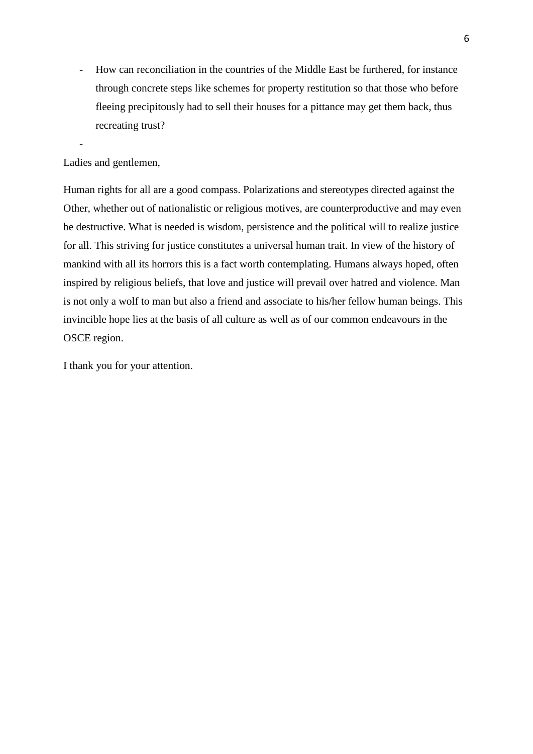- How can reconciliation in the countries of the Middle East be furthered, for instance through concrete steps like schemes for property restitution so that those who before fleeing precipitously had to sell their houses for a pittance may get them back, thus recreating trust?
-

Ladies and gentlemen,

Human rights for all are a good compass. Polarizations and stereotypes directed against the Other, whether out of nationalistic or religious motives, are counterproductive and may even be destructive. What is needed is wisdom, persistence and the political will to realize justice for all. This striving for justice constitutes a universal human trait. In view of the history of mankind with all its horrors this is a fact worth contemplating. Humans always hoped, often inspired by religious beliefs, that love and justice will prevail over hatred and violence. Man is not only a wolf to man but also a friend and associate to his/her fellow human beings. This invincible hope lies at the basis of all culture as well as of our common endeavours in the OSCE region.

I thank you for your attention.